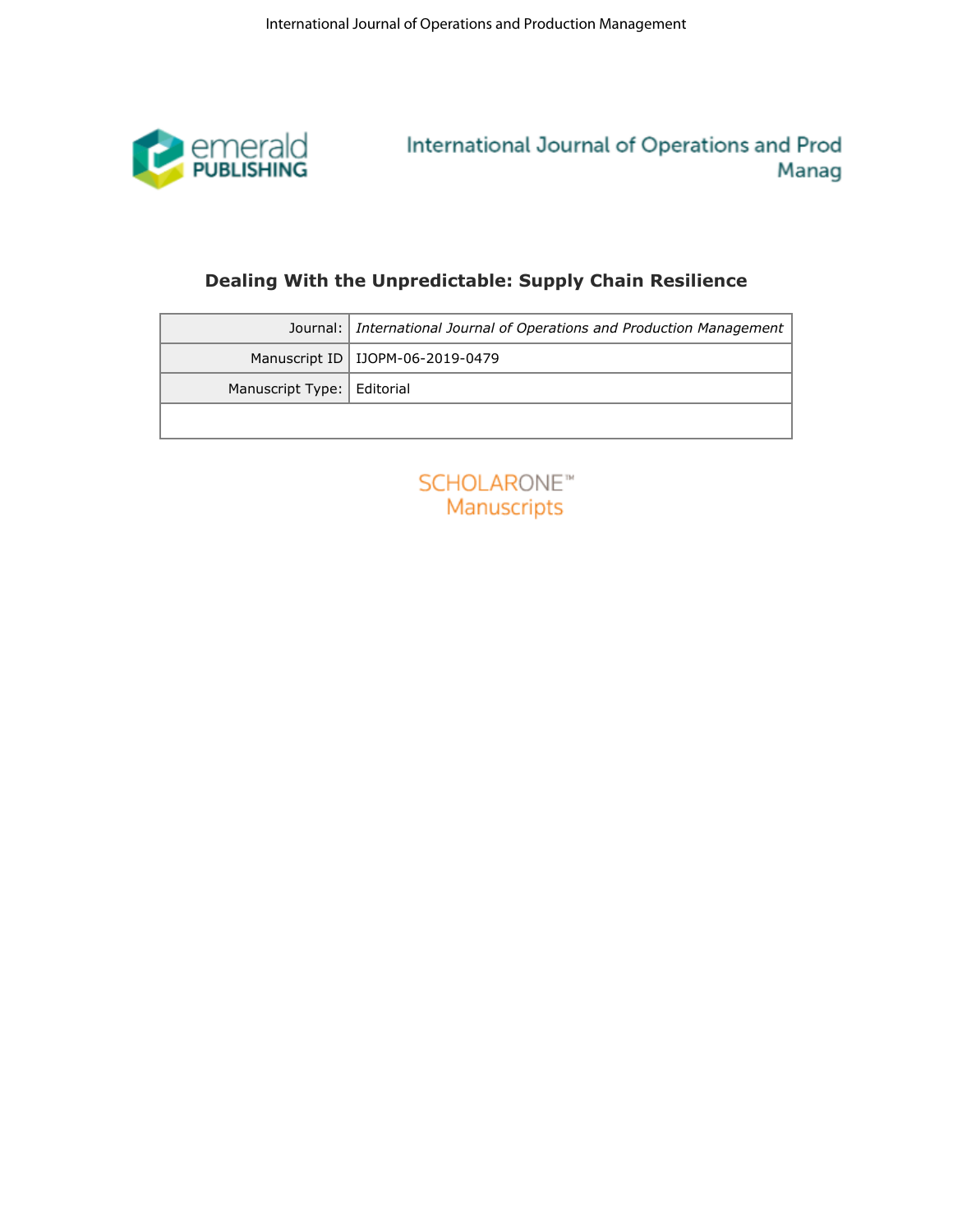# Dealing With the Unpredictable: Supply Chain Resilience

| | |
|---|---|
| Journal: | *International Journal of Operations and Production Management* |
| Manuscript ID | IJOPM-06-2019-0479 |
| Manuscript Type: | Editorial |
| | |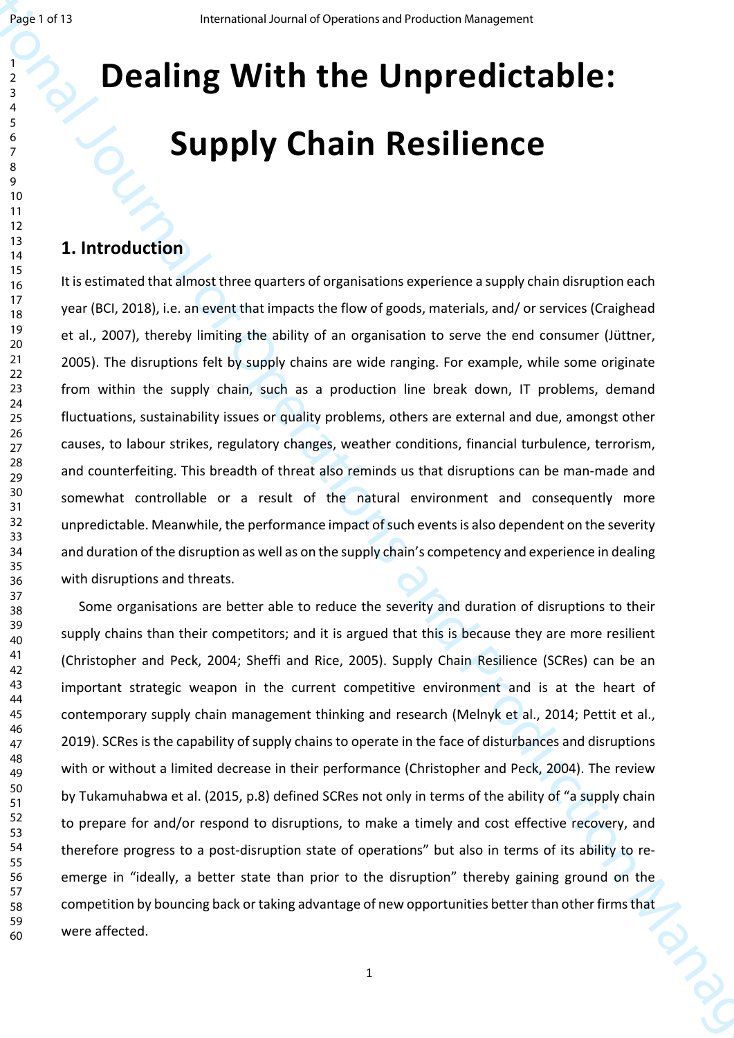# Dealing With the Unpredictable: Supply Chain Resilience

## 1. Introduction

It is estimated that almost three quarters of organisations experience a supply chain disruption each year (BCI, 2018), i.e. an event that impacts the flow of goods, materials, and/ or services (Craighead et al., 2007), thereby limiting the ability of an organisation to serve the end consumer (Jüttner, 2005). The disruptions felt by supply chains are wide ranging. For example, while some originate from within the supply chain, such as a production line break down, IT problems, demand fluctuations, sustainability issues or quality problems, others are external and due, amongst other causes, to labour strikes, regulatory changes, weather conditions, financial turbulence, terrorism, and counterfeiting. This breadth of threat also reminds us that disruptions can be man-made and somewhat controllable or a result of the natural environment and consequently more unpredictable. Meanwhile, the performance impact of such events is also dependent on the severity and duration of the disruption as well as on the supply chain's competency and experience in dealing with disruptions and threats.

Some organisations are better able to reduce the severity and duration of disruptions to their supply chains than their competitors; and it is argued that this is because they are more resilient (Christopher and Peck, 2004; Sheffi and Rice, 2005). Supply Chain Resilience (SCRes) can be an important strategic weapon in the current competitive environment and is at the heart of contemporary supply chain management thinking and research (Melnyk et al., 2014; Pettit et al., 2019). SCRes is the capability of supply chains to operate in the face of disturbances and disruptions with or without a limited decrease in their performance (Christopher and Peck, 2004). The review by Tukamuhabwa et al. (2015, p.8) defined SCRes not only in terms of the ability of "a supply chain to prepare for and/or respond to disruptions, to make a timely and cost effective recovery, and therefore progress to a post-disruption state of operations" but also in terms of its ability to re-emerge in "ideally, a better state than prior to the disruption" thereby gaining ground on the competition by bouncing back or taking advantage of new opportunities better than other firms that were affected.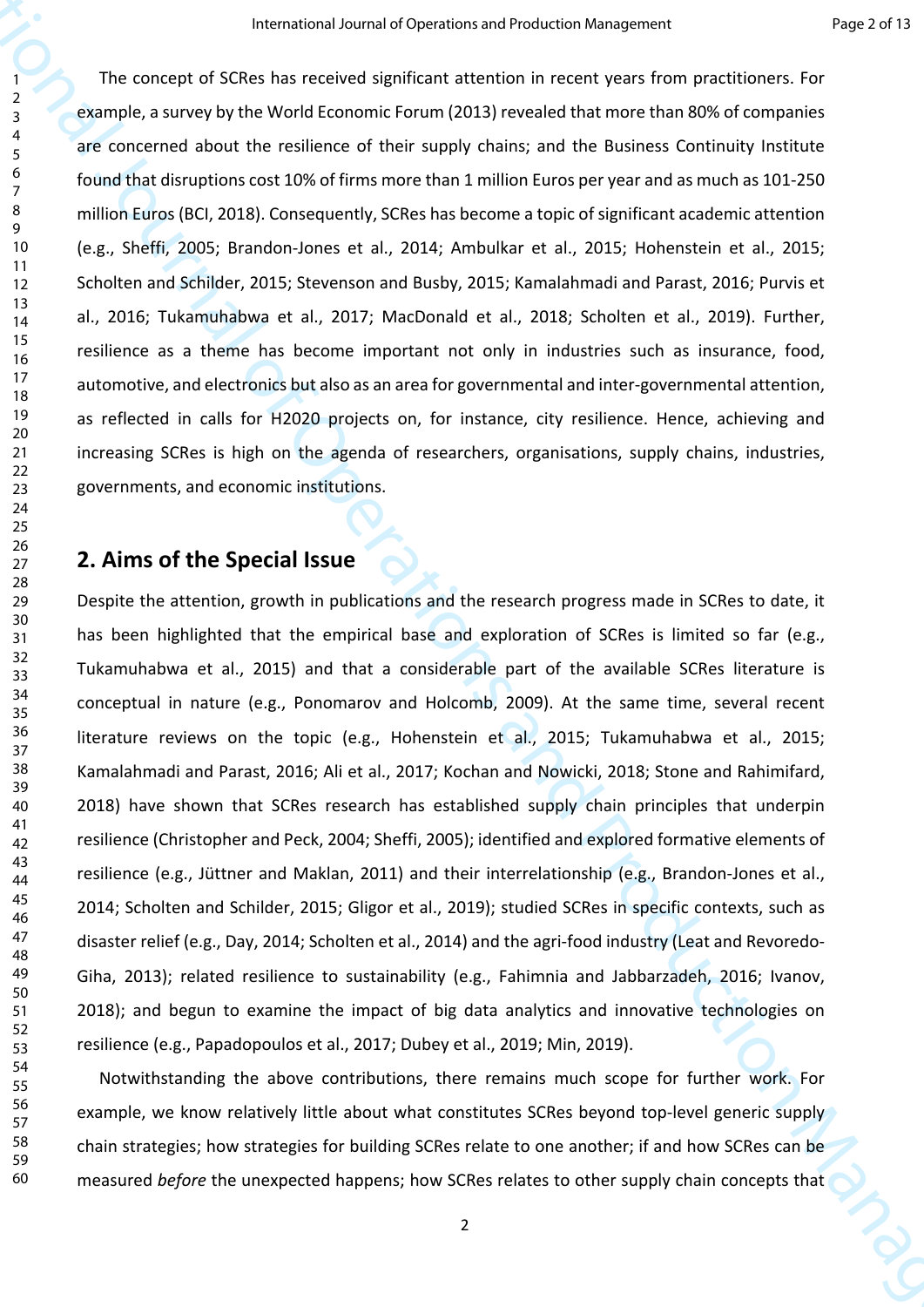The concept of SCRes has received significant attention in recent years from practitioners. For example, a survey by the World Economic Forum (2013) revealed that more than 80% of companies are concerned about the resilience of their supply chains; and the Business Continuity Institute found that disruptions cost 10% of firms more than 1 million Euros per year and as much as 101-250 million Euros (BCI, 2018). Consequently, SCRes has become a topic of significant academic attention (e.g., Sheffi, 2005; Brandon-Jones et al., 2014; Ambulkar et al., 2015; Hohenstein et al., 2015; Scholten and Schilder, 2015; Stevenson and Busby, 2015; Kamalahmadi and Parast, 2016; Purvis et al., 2016; Tukamuhabwa et al., 2017; MacDonald et al., 2018; Scholten et al., 2019). Further, resilience as a theme has become important not only in industries such as insurance, food, automotive, and electronics but also as an area for governmental and inter-governmental attention, as reflected in calls for H2020 projects on, for instance, city resilience. Hence, achieving and increasing SCRes is high on the agenda of researchers, organisations, supply chains, industries, governments, and economic institutions.

## 2. Aims of the Special Issue

Despite the attention, growth in publications and the research progress made in SCRes to date, it has been highlighted that the empirical base and exploration of SCRes is limited so far (e.g., Tukamuhabwa et al., 2015) and that a considerable part of the available SCRes literature is conceptual in nature (e.g., Ponomarov and Holcomb, 2009). At the same time, several recent literature reviews on the topic (e.g., Hohenstein et al., 2015; Tukamuhabwa et al., 2015; Kamalahmadi and Parast, 2016; Ali et al., 2017; Kochan and Nowicki, 2018; Stone and Rahimifard, 2018) have shown that SCRes research has established supply chain principles that underpin resilience (Christopher and Peck, 2004; Sheffi, 2005); identified and explored formative elements of resilience (e.g., Jüttner and Maklan, 2011) and their interrelationship (e.g., Brandon-Jones et al., 2014; Scholten and Schilder, 2015; Gligor et al., 2019); studied SCRes in specific contexts, such as disaster relief (e.g., Day, 2014; Scholten et al., 2014) and the agri-food industry (Leat and Revoredo-Giha, 2013); related resilience to sustainability (e.g., Fahimnia and Jabbarzadeh, 2016; Ivanov, 2018); and begun to examine the impact of big data analytics and innovative technologies on resilience (e.g., Papadopoulos et al., 2017; Dubey et al., 2019; Min, 2019).

Notwithstanding the above contributions, there remains much scope for further work. For example, we know relatively little about what constitutes SCRes beyond top-level generic supply chain strategies; how strategies for building SCRes relate to one another; if and how SCRes can be measured *before* the unexpected happens; how SCRes relates to other supply chain concepts that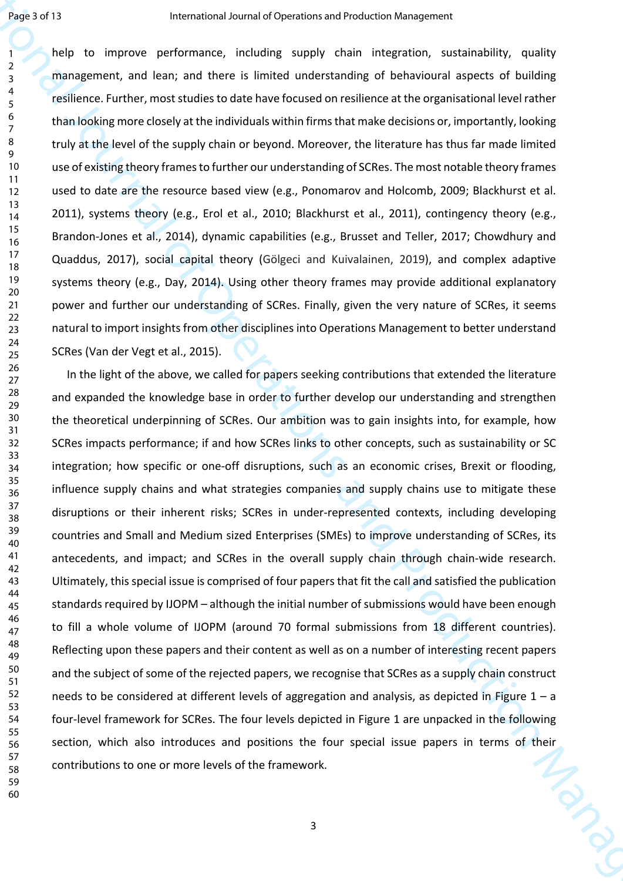help to improve performance, including supply chain integration, sustainability, quality management, and lean; and there is limited understanding of behavioural aspects of building resilience. Further, most studies to date have focused on resilience at the organisational level rather than looking more closely at the individuals within firms that make decisions or, importantly, looking truly at the level of the supply chain or beyond. Moreover, the literature has thus far made limited use of existing theory frames to further our understanding of SCRes. The most notable theory frames used to date are the resource based view (e.g., Ponomarov and Holcomb, 2009; Blackhurst et al. 2011), systems theory (e.g., Erol et al., 2010; Blackhurst et al., 2011), contingency theory (e.g., Brandon-Jones et al., 2014), dynamic capabilities (e.g., Brusset and Teller, 2017; Chowdhury and Quaddus, 2017), social capital theory (Gölgeci and Kuivalainen, 2019), and complex adaptive systems theory (e.g., Day, 2014). Using other theory frames may provide additional explanatory power and further our understanding of SCRes. Finally, given the very nature of SCRes, it seems natural to import insights from other disciplines into Operations Management to better understand SCRes (Van der Vegt et al., 2015).

In the light of the above, we called for papers seeking contributions that extended the literature and expanded the knowledge base in order to further develop our understanding and strengthen the theoretical underpinning of SCRes. Our ambition was to gain insights into, for example, how SCRes impacts performance; if and how SCRes links to other concepts, such as sustainability or SC integration; how specific or one-off disruptions, such as an economic crises, Brexit or flooding, influence supply chains and what strategies companies and supply chains use to mitigate these disruptions or their inherent risks; SCRes in under-represented contexts, including developing countries and Small and Medium sized Enterprises (SMEs) to improve understanding of SCRes, its antecedents, and impact; and SCRes in the overall supply chain through chain-wide research. Ultimately, this special issue is comprised of four papers that fit the call and satisfied the publication standards required by IJOPM – although the initial number of submissions would have been enough to fill a whole volume of IJOPM (around 70 formal submissions from 18 different countries). Reflecting upon these papers and their content as well as on a number of interesting recent papers and the subject of some of the rejected papers, we recognise that SCRes as a supply chain construct needs to be considered at different levels of aggregation and analysis, as depicted in Figure 1 – a four-level framework for SCRes. The four levels depicted in Figure 1 are unpacked in the following section, which also introduces and positions the four special issue papers in terms of their contributions to one or more levels of the framework.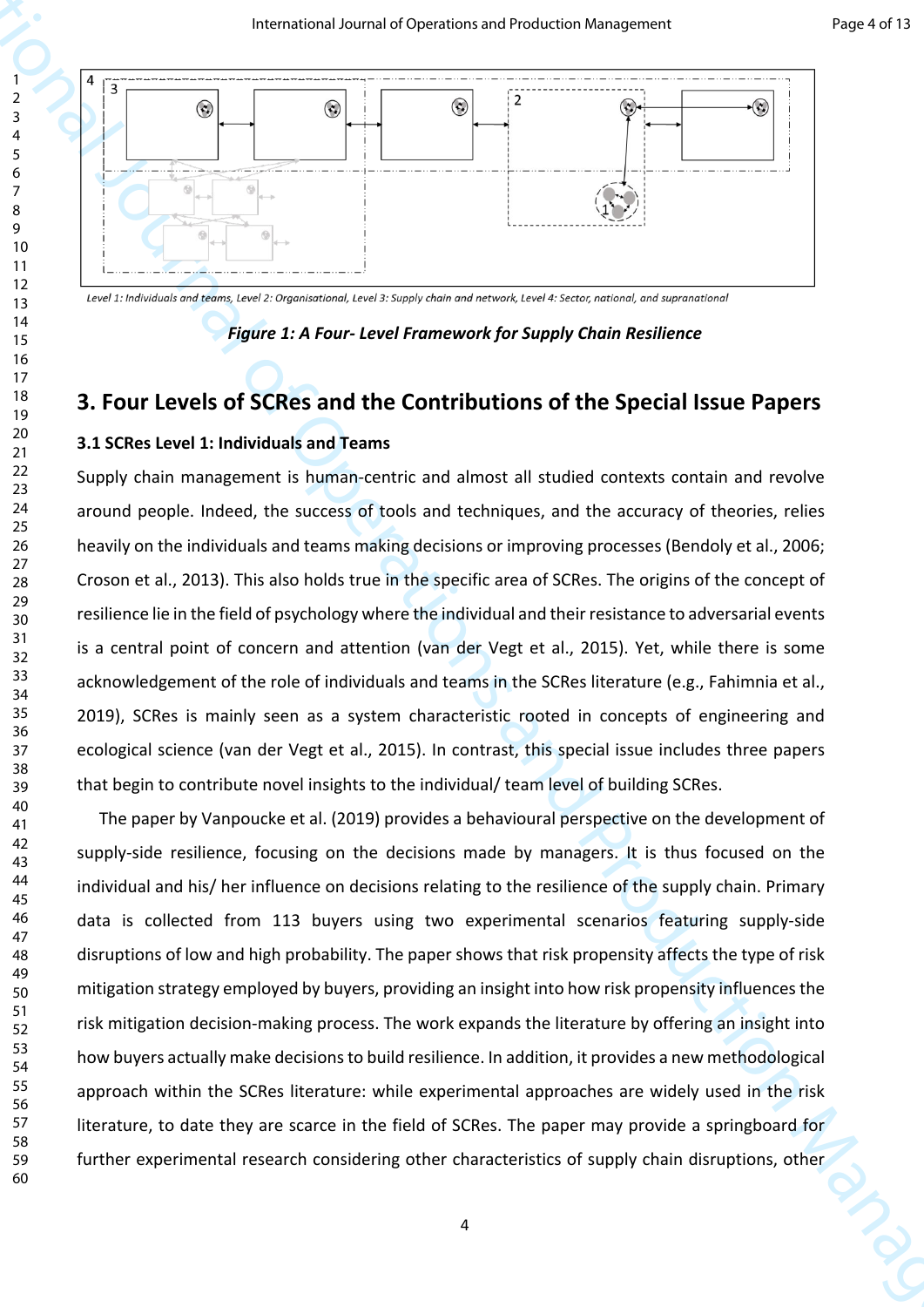4 3 2 1

Level 1: Individuals and teams, Level 2: Organisational, Level 3: Supply chain and network, Level 4: Sector, national, and supranational

***Figure 1: A Four- Level Framework for Supply Chain Resilience***

## 3. Four Levels of SCRes and the Contributions of the Special Issue Papers

### 3.1 SCRes Level 1: Individuals and Teams

Supply chain management is human-centric and almost all studied contexts contain and revolve around people. Indeed, the success of tools and techniques, and the accuracy of theories, relies heavily on the individuals and teams making decisions or improving processes (Bendoly et al., 2006; Croson et al., 2013). This also holds true in the specific area of SCRes. The origins of the concept of resilience lie in the field of psychology where the individual and their resistance to adversarial events is a central point of concern and attention (van der Vegt et al., 2015). Yet, while there is some acknowledgement of the role of individuals and teams in the SCRes literature (e.g., Fahimnia et al., 2019), SCRes is mainly seen as a system characteristic rooted in concepts of engineering and ecological science (van der Vegt et al., 2015). In contrast, this special issue includes three papers that begin to contribute novel insights to the individual/ team level of building SCRes.

The paper by Vanpoucke et al. (2019) provides a behavioural perspective on the development of supply-side resilience, focusing on the decisions made by managers. It is thus focused on the individual and his/ her influence on decisions relating to the resilience of the supply chain. Primary data is collected from 113 buyers using two experimental scenarios featuring supply-side disruptions of low and high probability. The paper shows that risk propensity affects the type of risk mitigation strategy employed by buyers, providing an insight into how risk propensity influences the risk mitigation decision-making process. The work expands the literature by offering an insight into how buyers actually make decisions to build resilience. In addition, it provides a new methodological approach within the SCRes literature: while experimental approaches are widely used in the risk literature, to date they are scarce in the field of SCRes. The paper may provide a springboard for further experimental research considering other characteristics of supply chain disruptions, other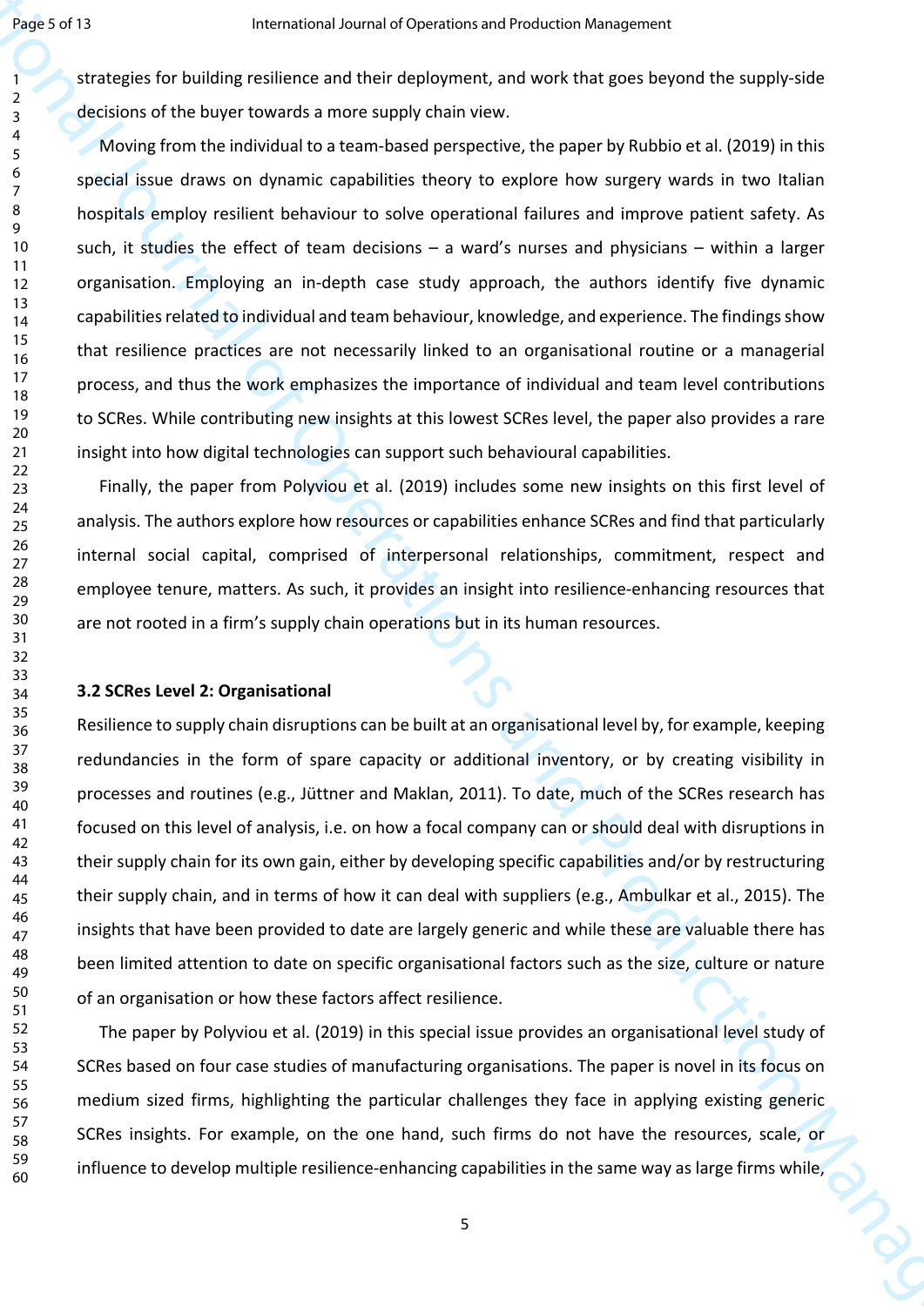strategies for building resilience and their deployment, and work that goes beyond the supply-side decisions of the buyer towards a more supply chain view.

Moving from the individual to a team-based perspective, the paper by Rubbio et al. (2019) in this special issue draws on dynamic capabilities theory to explore how surgery wards in two Italian hospitals employ resilient behaviour to solve operational failures and improve patient safety. As such, it studies the effect of team decisions – a ward's nurses and physicians – within a larger organisation. Employing an in-depth case study approach, the authors identify five dynamic capabilities related to individual and team behaviour, knowledge, and experience. The findings show that resilience practices are not necessarily linked to an organisational routine or a managerial process, and thus the work emphasizes the importance of individual and team level contributions to SCRes. While contributing new insights at this lowest SCRes level, the paper also provides a rare insight into how digital technologies can support such behavioural capabilities.

Finally, the paper from Polyviou et al. (2019) includes some new insights on this first level of analysis. The authors explore how resources or capabilities enhance SCRes and find that particularly internal social capital, comprised of interpersonal relationships, commitment, respect and employee tenure, matters. As such, it provides an insight into resilience-enhancing resources that are not rooted in a firm's supply chain operations but in its human resources.

### 3.2 SCRes Level 2: Organisational

Resilience to supply chain disruptions can be built at an organisational level by, for example, keeping redundancies in the form of spare capacity or additional inventory, or by creating visibility in processes and routines (e.g., Jüttner and Maklan, 2011). To date, much of the SCRes research has focused on this level of analysis, i.e. on how a focal company can or should deal with disruptions in their supply chain for its own gain, either by developing specific capabilities and/or by restructuring their supply chain, and in terms of how it can deal with suppliers (e.g., Ambulkar et al., 2015). The insights that have been provided to date are largely generic and while these are valuable there has been limited attention to date on specific organisational factors such as the size, culture or nature of an organisation or how these factors affect resilience.

The paper by Polyviou et al. (2019) in this special issue provides an organisational level study of SCRes based on four case studies of manufacturing organisations. The paper is novel in its focus on medium sized firms, highlighting the particular challenges they face in applying existing generic SCRes insights. For example, on the one hand, such firms do not have the resources, scale, or influence to develop multiple resilience-enhancing capabilities in the same way as large firms while,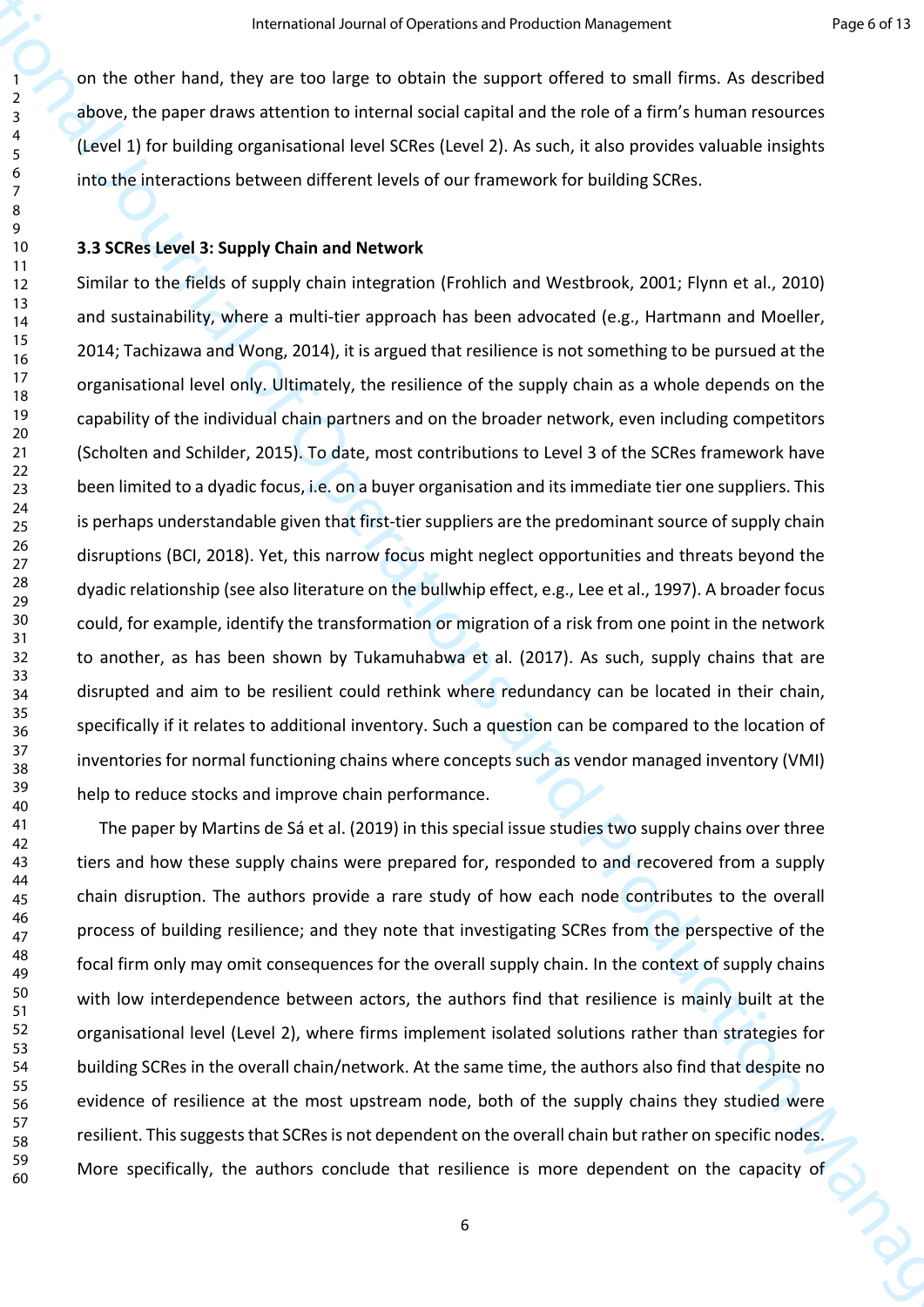on the other hand, they are too large to obtain the support offered to small firms. As described above, the paper draws attention to internal social capital and the role of a firm's human resources (Level 1) for building organisational level SCRes (Level 2). As such, it also provides valuable insights into the interactions between different levels of our framework for building SCRes.

### 3.3 SCRes Level 3: Supply Chain and Network

Similar to the fields of supply chain integration (Frohlich and Westbrook, 2001; Flynn et al., 2010) and sustainability, where a multi-tier approach has been advocated (e.g., Hartmann and Moeller, 2014; Tachizawa and Wong, 2014), it is argued that resilience is not something to be pursued at the organisational level only. Ultimately, the resilience of the supply chain as a whole depends on the capability of the individual chain partners and on the broader network, even including competitors (Scholten and Schilder, 2015). To date, most contributions to Level 3 of the SCRes framework have been limited to a dyadic focus, i.e. on a buyer organisation and its immediate tier one suppliers. This is perhaps understandable given that first-tier suppliers are the predominant source of supply chain disruptions (BCI, 2018). Yet, this narrow focus might neglect opportunities and threats beyond the dyadic relationship (see also literature on the bullwhip effect, e.g., Lee et al., 1997). A broader focus could, for example, identify the transformation or migration of a risk from one point in the network to another, as has been shown by Tukamuhabwa et al. (2017). As such, supply chains that are disrupted and aim to be resilient could rethink where redundancy can be located in their chain, specifically if it relates to additional inventory. Such a question can be compared to the location of inventories for normal functioning chains where concepts such as vendor managed inventory (VMI) help to reduce stocks and improve chain performance.

The paper by Martins de Sá et al. (2019) in this special issue studies two supply chains over three tiers and how these supply chains were prepared for, responded to and recovered from a supply chain disruption. The authors provide a rare study of how each node contributes to the overall process of building resilience; and they note that investigating SCRes from the perspective of the focal firm only may omit consequences for the overall supply chain. In the context of supply chains with low interdependence between actors, the authors find that resilience is mainly built at the organisational level (Level 2), where firms implement isolated solutions rather than strategies for building SCRes in the overall chain/network. At the same time, the authors also find that despite no evidence of resilience at the most upstream node, both of the supply chains they studied were resilient. This suggests that SCRes is not dependent on the overall chain but rather on specific nodes. More specifically, the authors conclude that resilience is more dependent on the capacity of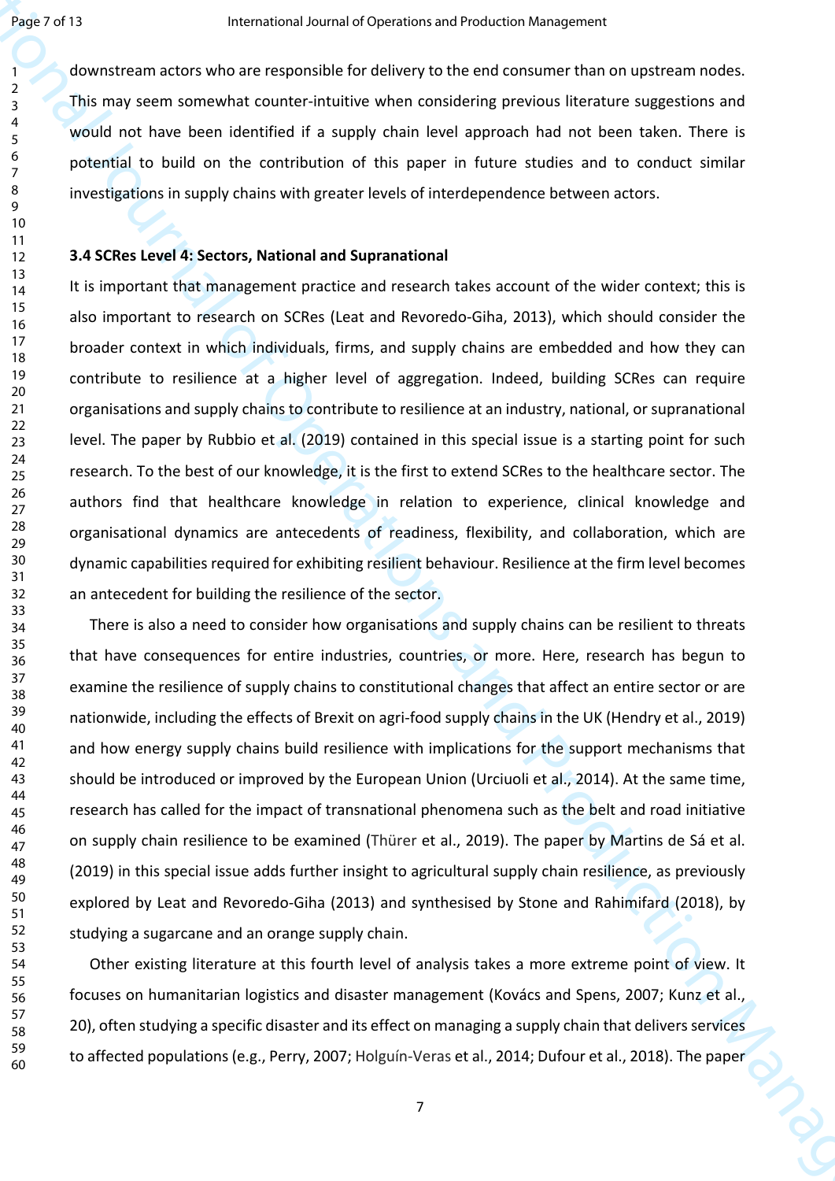downstream actors who are responsible for delivery to the end consumer than on upstream nodes. This may seem somewhat counter-intuitive when considering previous literature suggestions and would not have been identified if a supply chain level approach had not been taken. There is potential to build on the contribution of this paper in future studies and to conduct similar investigations in supply chains with greater levels of interdependence between actors.

### 3.4 SCRes Level 4: Sectors, National and Supranational

It is important that management practice and research takes account of the wider context; this is also important to research on SCRes (Leat and Revoredo-Giha, 2013), which should consider the broader context in which individuals, firms, and supply chains are embedded and how they can contribute to resilience at a higher level of aggregation. Indeed, building SCRes can require organisations and supply chains to contribute to resilience at an industry, national, or supranational level. The paper by Rubbio et al. (2019) contained in this special issue is a starting point for such research. To the best of our knowledge, it is the first to extend SCRes to the healthcare sector. The authors find that healthcare knowledge in relation to experience, clinical knowledge and organisational dynamics are antecedents of readiness, flexibility, and collaboration, which are dynamic capabilities required for exhibiting resilient behaviour. Resilience at the firm level becomes an antecedent for building the resilience of the sector.

There is also a need to consider how organisations and supply chains can be resilient to threats that have consequences for entire industries, countries, or more. Here, research has begun to examine the resilience of supply chains to constitutional changes that affect an entire sector or are nationwide, including the effects of Brexit on agri-food supply chains in the UK (Hendry et al., 2019) and how energy supply chains build resilience with implications for the support mechanisms that should be introduced or improved by the European Union (Urciuoli et al., 2014). At the same time, research has called for the impact of transnational phenomena such as the belt and road initiative on supply chain resilience to be examined (Thürer et al., 2019). The paper by Martins de Sá et al. (2019) in this special issue adds further insight to agricultural supply chain resilience, as previously explored by Leat and Revoredo-Giha (2013) and synthesised by Stone and Rahimifard (2018), by studying a sugarcane and an orange supply chain.

Other existing literature at this fourth level of analysis takes a more extreme point of view. It focuses on humanitarian logistics and disaster management (Kovács and Spens, 2007; Kunz et al., 20), often studying a specific disaster and its effect on managing a supply chain that delivers services to affected populations (e.g., Perry, 2007; Holguín-Veras et al., 2014; Dufour et al., 2018). The paper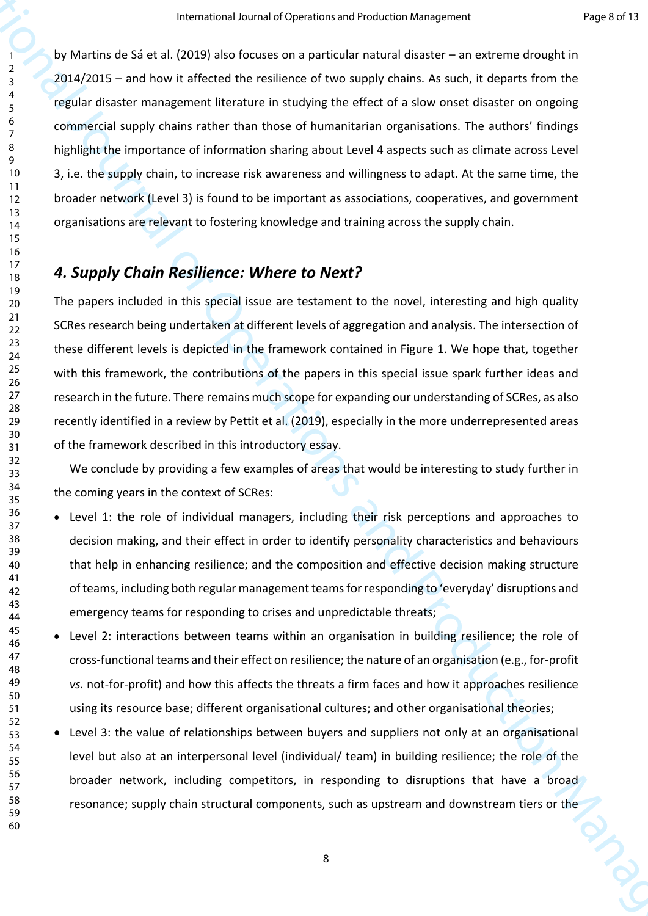by Martins de Sá et al. (2019) also focuses on a particular natural disaster – an extreme drought in 2014/2015 – and how it affected the resilience of two supply chains. As such, it departs from the regular disaster management literature in studying the effect of a slow onset disaster on ongoing commercial supply chains rather than those of humanitarian organisations. The authors' findings highlight the importance of information sharing about Level 4 aspects such as climate across Level 3, i.e. the supply chain, to increase risk awareness and willingness to adapt. At the same time, the broader network (Level 3) is found to be important as associations, cooperatives, and government organisations are relevant to fostering knowledge and training across the supply chain.

## *4. Supply Chain Resilience: Where to Next?*

The papers included in this special issue are testament to the novel, interesting and high quality SCRes research being undertaken at different levels of aggregation and analysis. The intersection of these different levels is depicted in the framework contained in Figure 1. We hope that, together with this framework, the contributions of the papers in this special issue spark further ideas and research in the future. There remains much scope for expanding our understanding of SCRes, as also recently identified in a review by Pettit et al. (2019), especially in the more underrepresented areas of the framework described in this introductory essay.

We conclude by providing a few examples of areas that would be interesting to study further in the coming years in the context of SCRes:

- Level 1: the role of individual managers, including their risk perceptions and approaches to decision making, and their effect in order to identify personality characteristics and behaviours that help in enhancing resilience; and the composition and effective decision making structure of teams, including both regular management teams for responding to 'everyday' disruptions and emergency teams for responding to crises and unpredictable threats;
- Level 2: interactions between teams within an organisation in building resilience; the role of cross-functional teams and their effect on resilience; the nature of an organisation (e.g., for-profit *vs.* not-for-profit) and how this affects the threats a firm faces and how it approaches resilience using its resource base; different organisational cultures; and other organisational theories;
- Level 3: the value of relationships between buyers and suppliers not only at an organisational level but also at an interpersonal level (individual/ team) in building resilience; the role of the broader network, including competitors, in responding to disruptions that have a broad resonance; supply chain structural components, such as upstream and downstream tiers or the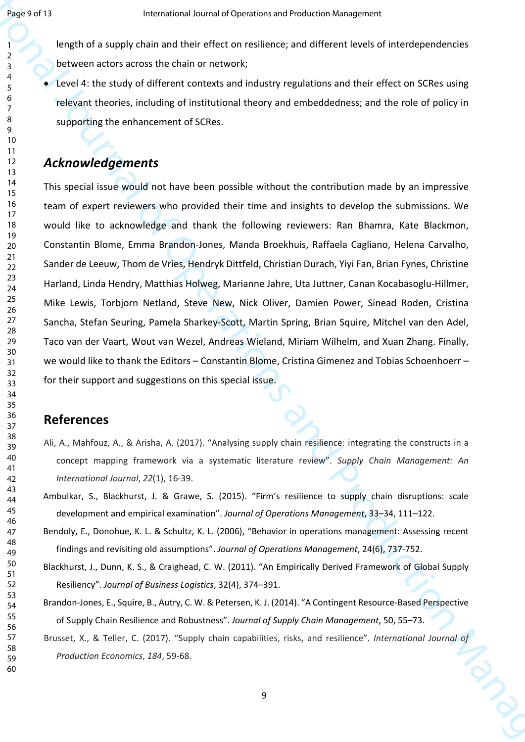length of a supply chain and their effect on resilience; and different levels of interdependencies between actors across the chain or network;

- Level 4: the study of different contexts and industry regulations and their effect on SCRes using relevant theories, including of institutional theory and embeddedness; and the role of policy in supporting the enhancement of SCRes.

## *Acknowledgements*

This special issue would not have been possible without the contribution made by an impressive team of expert reviewers who provided their time and insights to develop the submissions. We would like to acknowledge and thank the following reviewers: Ran Bhamra, Kate Blackmon, Constantin Blome, Emma Brandon-Jones, Manda Broekhuis, Raffaela Cagliano, Helena Carvalho, Sander de Leeuw, Thom de Vries, Hendryk Dittfeld, Christian Durach, Yiyi Fan, Brian Fynes, Christine Harland, Linda Hendry, Matthias Holweg, Marianne Jahre, Uta Juttner, Canan Kocabasoglu-Hillmer, Mike Lewis, Torbjorn Netland, Steve New, Nick Oliver, Damien Power, Sinead Roden, Cristina Sancha, Stefan Seuring, Pamela Sharkey-Scott, Martin Spring, Brian Squire, Mitchel van den Adel, Taco van der Vaart, Wout van Wezel, Andreas Wieland, Miriam Wilhelm, and Xuan Zhang. Finally, we would like to thank the Editors – Constantin Blome, Cristina Gimenez and Tobias Schoenhoerr – for their support and suggestions on this special issue.

## References

Ali, A., Mahfouz, A., & Arisha, A. (2017). "Analysing supply chain resilience: integrating the constructs in a concept mapping framework via a systematic literature review". *Supply Chain Management: An International Journal*, *22*(1), 16-39.

Ambulkar, S., Blackhurst, J. & Grawe, S. (2015). "Firm's resilience to supply chain disruptions: scale development and empirical examination". *Journal of Operations Management*, 33–34, 111–122.

Bendoly, E., Donohue, K. L. & Schultz, K. L. (2006), "Behavior in operations management: Assessing recent findings and revisiting old assumptions". *Journal of Operations Management*, 24(6), 737-752.

Blackhurst, J., Dunn, K. S., & Craighead, C. W. (2011). "An Empirically Derived Framework of Global Supply Resiliency". *Journal of Business Logistics*, 32(4), 374–391.

Brandon-Jones, E., Squire, B., Autry, C. W. & Petersen, K. J. (2014). "A Contingent Resource-Based Perspective of Supply Chain Resilience and Robustness". *Journal of Supply Chain Management*, 50, 55–73.

Brusset, X., & Teller, C. (2017). "Supply chain capabilities, risks, and resilience". *International Journal of Production Economics*, *184*, 59-68.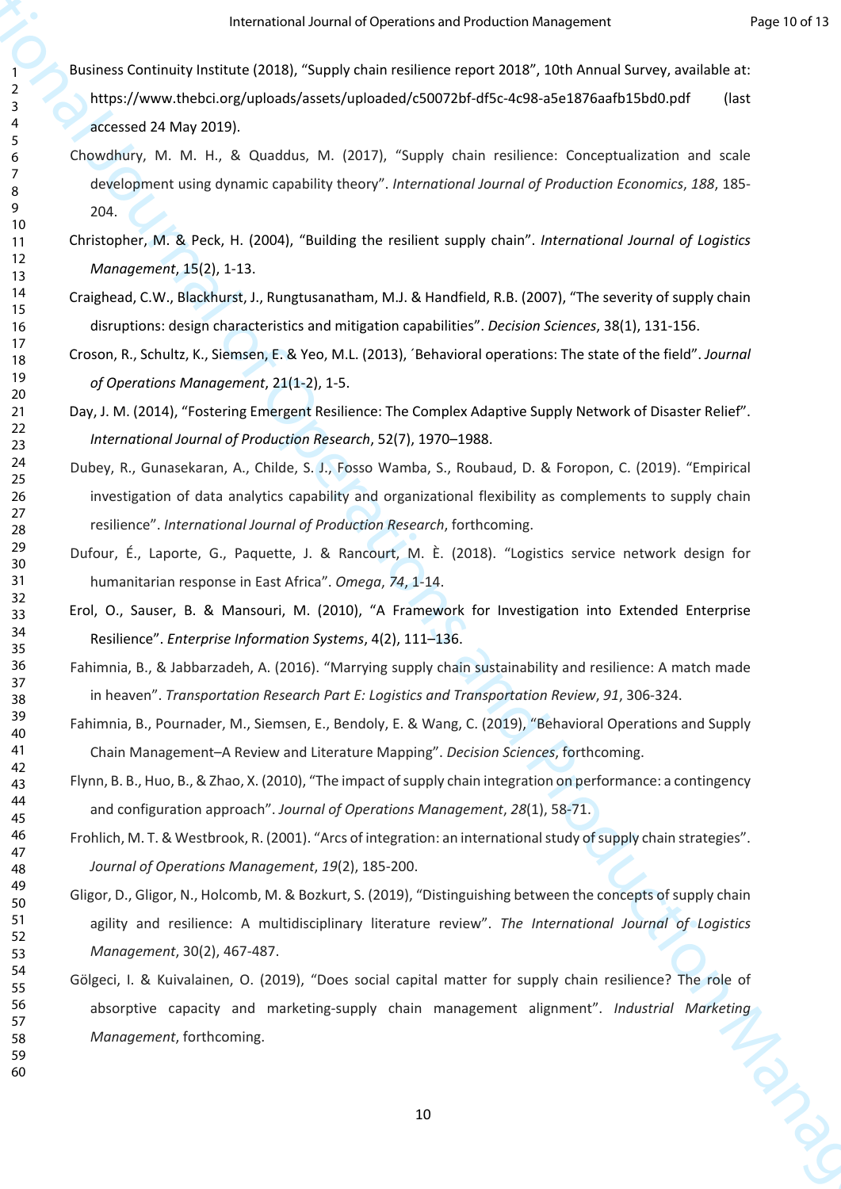Business Continuity Institute (2018), "Supply chain resilience report 2018", 10th Annual Survey, available at: https://www.thebci.org/uploads/assets/uploaded/c50072bf-df5c-4c98-a5e1876aafb15bd0.pdf (last accessed 24 May 2019).

Chowdhury, M. M. H., & Quaddus, M. (2017), "Supply chain resilience: Conceptualization and scale development using dynamic capability theory". *International Journal of Production Economics*, *188*, 185-204.

Christopher, M. & Peck, H. (2004), "Building the resilient supply chain". *International Journal of Logistics Management*, 15(2), 1-13.

Craighead, C.W., Blackhurst, J., Rungtusanatham, M.J. & Handfield, R.B. (2007), "The severity of supply chain disruptions: design characteristics and mitigation capabilities". *Decision Sciences*, 38(1), 131-156.

Croson, R., Schultz, K., Siemsen, E. & Yeo, M.L. (2013), ´Behavioral operations: The state of the field". *Journal of Operations Management*, 21(1-2), 1-5.

Day, J. M. (2014), "Fostering Emergent Resilience: The Complex Adaptive Supply Network of Disaster Relief". *International Journal of Production Research*, 52(7), 1970–1988.

Dubey, R., Gunasekaran, A., Childe, S. J., Fosso Wamba, S., Roubaud, D. & Foropon, C. (2019). "Empirical investigation of data analytics capability and organizational flexibility as complements to supply chain resilience". *International Journal of Production Research*, forthcoming.

Dufour, É., Laporte, G., Paquette, J. & Rancourt, M. È. (2018). "Logistics service network design for humanitarian response in East Africa". *Omega*, *74*, 1-14.

Erol, O., Sauser, B. & Mansouri, M. (2010), "A Framework for Investigation into Extended Enterprise Resilience". *Enterprise Information Systems*, 4(2), 111–136.

Fahimnia, B., & Jabbarzadeh, A. (2016). "Marrying supply chain sustainability and resilience: A match made in heaven". *Transportation Research Part E: Logistics and Transportation Review*, *91*, 306-324.

Fahimnia, B., Pournader, M., Siemsen, E., Bendoly, E. & Wang, C. (2019), "Behavioral Operations and Supply Chain Management–A Review and Literature Mapping". *Decision Sciences*, forthcoming.

Flynn, B. B., Huo, B., & Zhao, X. (2010), "The impact of supply chain integration on performance: a contingency and configuration approach". *Journal of Operations Management*, *28*(1), 58-71.

Frohlich, M. T. & Westbrook, R. (2001). "Arcs of integration: an international study of supply chain strategies". *Journal of Operations Management*, *19*(2), 185-200.

Gligor, D., Gligor, N., Holcomb, M. & Bozkurt, S. (2019), "Distinguishing between the concepts of supply chain agility and resilience: A multidisciplinary literature review". *The International Journal of Logistics Management*, 30(2), 467-487.

Gölgeci, I. & Kuivalainen, O. (2019), "Does social capital matter for supply chain resilience? The role of absorptive capacity and marketing-supply chain management alignment". *Industrial Marketing Management*, forthcoming.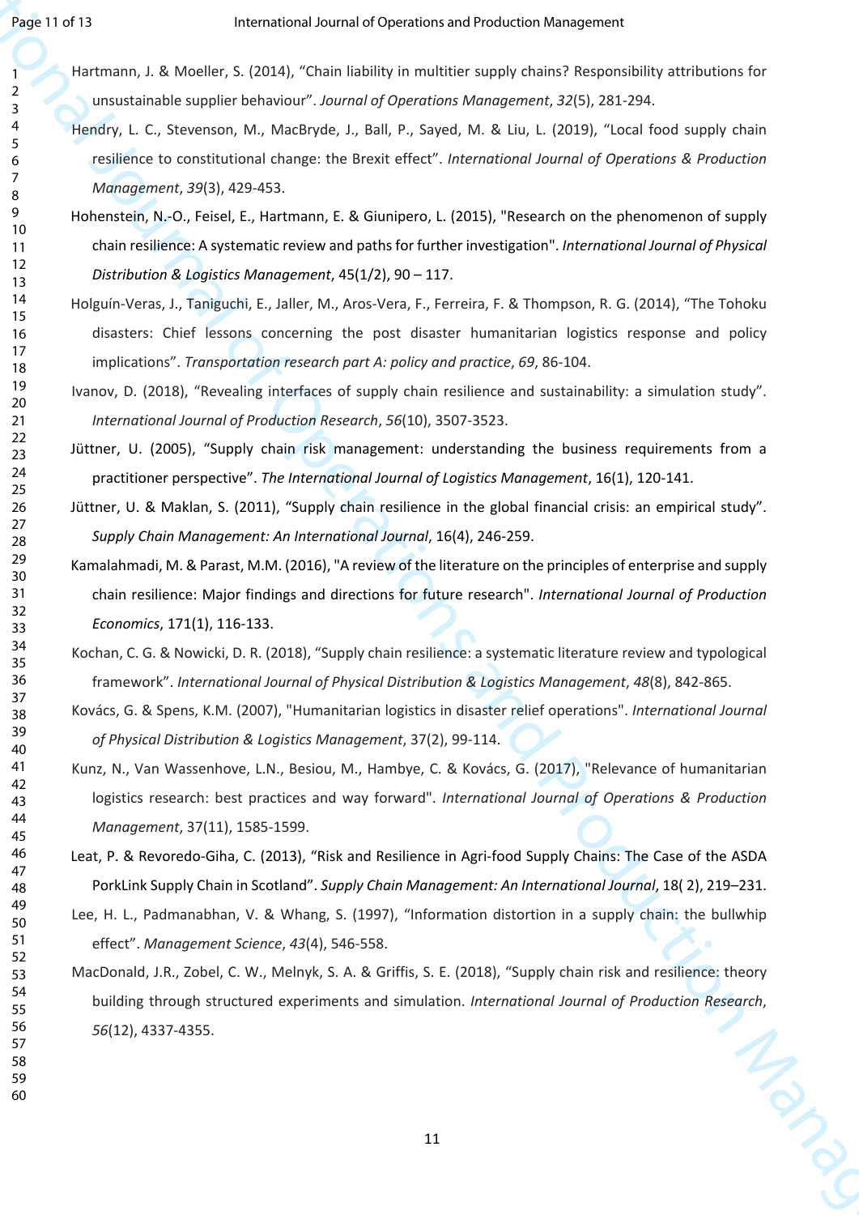Hartmann, J. & Moeller, S. (2014), “Chain liability in multitier supply chains? Responsibility attributions for unsustainable supplier behaviour”. *Journal of Operations Management*, *32*(5), 281-294.

Hendry, L. C., Stevenson, M., MacBryde, J., Ball, P., Sayed, M. & Liu, L. (2019), “Local food supply chain resilience to constitutional change: the Brexit effect”. *International Journal of Operations & Production Management*, *39*(3), 429-453.

Hohenstein, N.-O., Feisel, E., Hartmann, E. & Giunipero, L. (2015), "Research on the phenomenon of supply chain resilience: A systematic review and paths for further investigation". *International Journal of Physical Distribution & Logistics Management*, 45(1/2), 90 – 117.

Holguín-Veras, J., Taniguchi, E., Jaller, M., Aros-Vera, F., Ferreira, F. & Thompson, R. G. (2014), “The Tohoku disasters: Chief lessons concerning the post disaster humanitarian logistics response and policy implications”. *Transportation research part A: policy and practice*, *69*, 86-104.

Ivanov, D. (2018), “Revealing interfaces of supply chain resilience and sustainability: a simulation study”. *International Journal of Production Research*, *56*(10), 3507-3523.

Jüttner, U. (2005), “Supply chain risk management: understanding the business requirements from a practitioner perspective”. *The International Journal of Logistics Management*, 16(1), 120-141.

Jüttner, U. & Maklan, S. (2011), “Supply chain resilience in the global financial crisis: an empirical study”. *Supply Chain Management: An International Journal*, 16(4), 246-259.

Kamalahmadi, M. & Parast, M.M. (2016), "A review of the literature on the principles of enterprise and supply chain resilience: Major findings and directions for future research". *International Journal of Production Economics*, 171(1), 116-133.

Kochan, C. G. & Nowicki, D. R. (2018), “Supply chain resilience: a systematic literature review and typological framework”. *International Journal of Physical Distribution & Logistics Management*, *48*(8), 842-865.

Kovács, G. & Spens, K.M. (2007), "Humanitarian logistics in disaster relief operations". *International Journal of Physical Distribution & Logistics Management*, 37(2), 99-114.

Kunz, N., Van Wassenhove, L.N., Besiou, M., Hambye, C. & Kovács, G. (2017), "Relevance of humanitarian logistics research: best practices and way forward". *International Journal of Operations & Production Management*, 37(11), 1585-1599.

Leat, P. & Revoredo-Giha, C. (2013), “Risk and Resilience in Agri-food Supply Chains: The Case of the ASDA PorkLink Supply Chain in Scotland”. *Supply Chain Management: An International Journal*, 18( 2), 219–231.

Lee, H. L., Padmanabhan, V. & Whang, S. (1997), “Information distortion in a supply chain: the bullwhip effect”. *Management Science*, *43*(4), 546-558.

MacDonald, J.R., Zobel, C. W., Melnyk, S. A. & Griffis, S. E. (2018), “Supply chain risk and resilience: theory building through structured experiments and simulation. *International Journal of Production Research*, *56*(12), 4337-4355.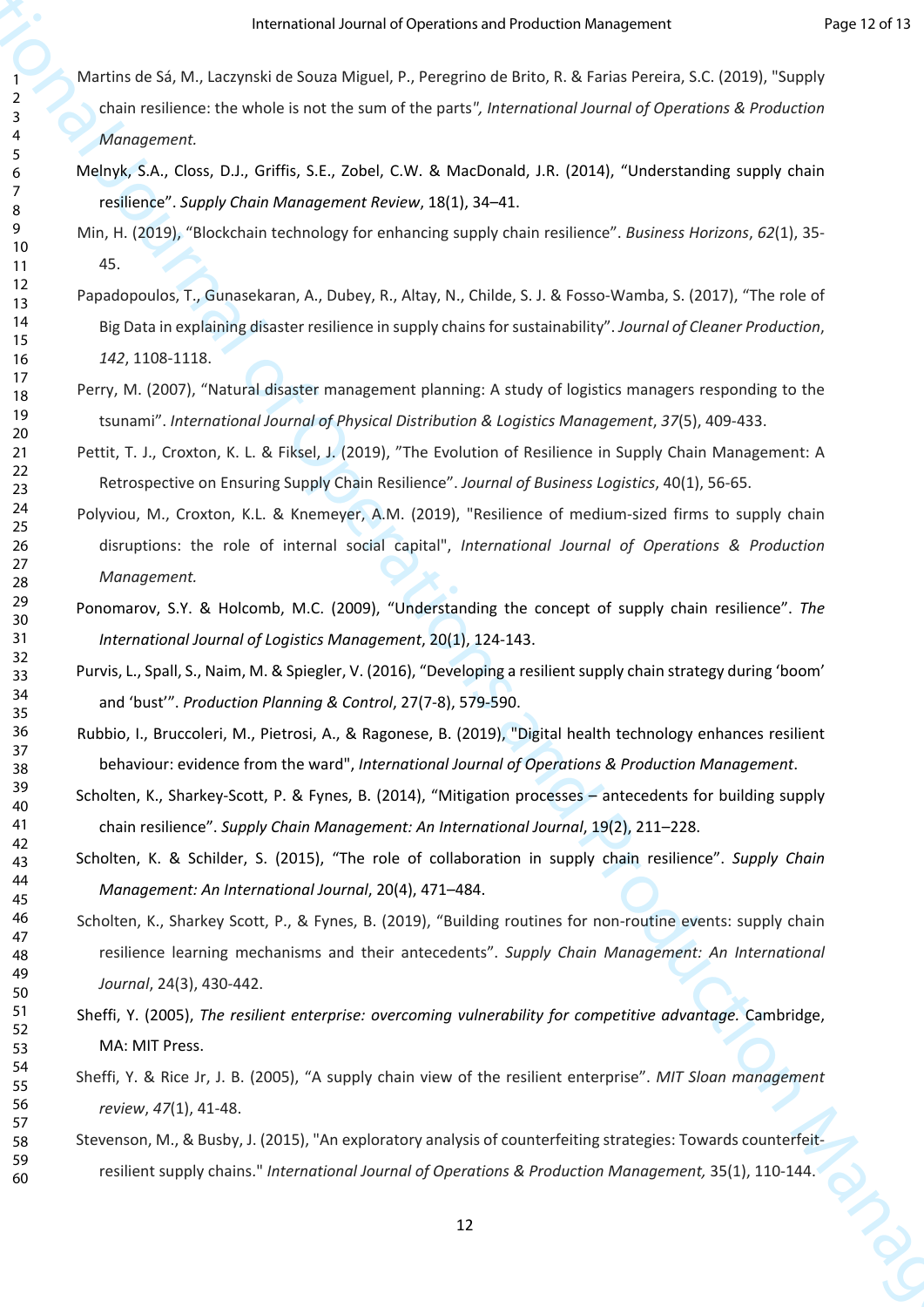Martins de Sá, M., Laczynski de Souza Miguel, P., Peregrino de Brito, R. & Farias Pereira, S.C. (2019), "Supply chain resilience: the whole is not the sum of the parts", *International Journal of Operations & Production Management.*

Melnyk, S.A., Closs, D.J., Griffis, S.E., Zobel, C.W. & MacDonald, J.R. (2014), "Understanding supply chain resilience". *Supply Chain Management Review*, 18(1), 34–41.

Min, H. (2019), "Blockchain technology for enhancing supply chain resilience". *Business Horizons*, *62*(1), 35-45.

Papadopoulos, T., Gunasekaran, A., Dubey, R., Altay, N., Childe, S. J. & Fosso-Wamba, S. (2017), "The role of Big Data in explaining disaster resilience in supply chains for sustainability". *Journal of Cleaner Production*, *142*, 1108-1118.

Perry, M. (2007), "Natural disaster management planning: A study of logistics managers responding to the tsunami". *International Journal of Physical Distribution & Logistics Management*, *37*(5), 409-433.

Pettit, T. J., Croxton, K. L. & Fiksel, J. (2019), "The Evolution of Resilience in Supply Chain Management: A Retrospective on Ensuring Supply Chain Resilience". *Journal of Business Logistics*, 40(1), 56-65.

Polyviou, M., Croxton, K.L. & Knemeyer, A.M. (2019), "Resilience of medium-sized firms to supply chain disruptions: the role of internal social capital", *International Journal of Operations & Production Management.*

Ponomarov, S.Y. & Holcomb, M.C. (2009), "Understanding the concept of supply chain resilience". *The International Journal of Logistics Management*, 20(1), 124-143.

Purvis, L., Spall, S., Naim, M. & Spiegler, V. (2016), "Developing a resilient supply chain strategy during 'boom' and 'bust'". *Production Planning & Control*, 27(7-8), 579-590.

Rubbio, I., Bruccoleri, M., Pietrosi, A., & Ragonese, B. (2019), "Digital health technology enhances resilient behaviour: evidence from the ward", *International Journal of Operations & Production Management*.

Scholten, K., Sharkey-Scott, P. & Fynes, B. (2014), "Mitigation processes – antecedents for building supply chain resilience". *Supply Chain Management: An International Journal*, 19(2), 211–228.

Scholten, K. & Schilder, S. (2015), "The role of collaboration in supply chain resilience". *Supply Chain Management: An International Journal*, 20(4), 471–484.

Scholten, K., Sharkey Scott, P., & Fynes, B. (2019), "Building routines for non-routine events: supply chain resilience learning mechanisms and their antecedents". *Supply Chain Management: An International Journal*, 24(3), 430-442.

Sheffi, Y. (2005), *The resilient enterprise: overcoming vulnerability for competitive advantage.* Cambridge, MA: MIT Press.

Sheffi, Y. & Rice Jr, J. B. (2005), "A supply chain view of the resilient enterprise". *MIT Sloan management review*, *47*(1), 41-48.

Stevenson, M., & Busby, J. (2015), "An exploratory analysis of counterfeiting strategies: Towards counterfeit-resilient supply chains." *International Journal of Operations & Production Management,* 35(1), 110-144.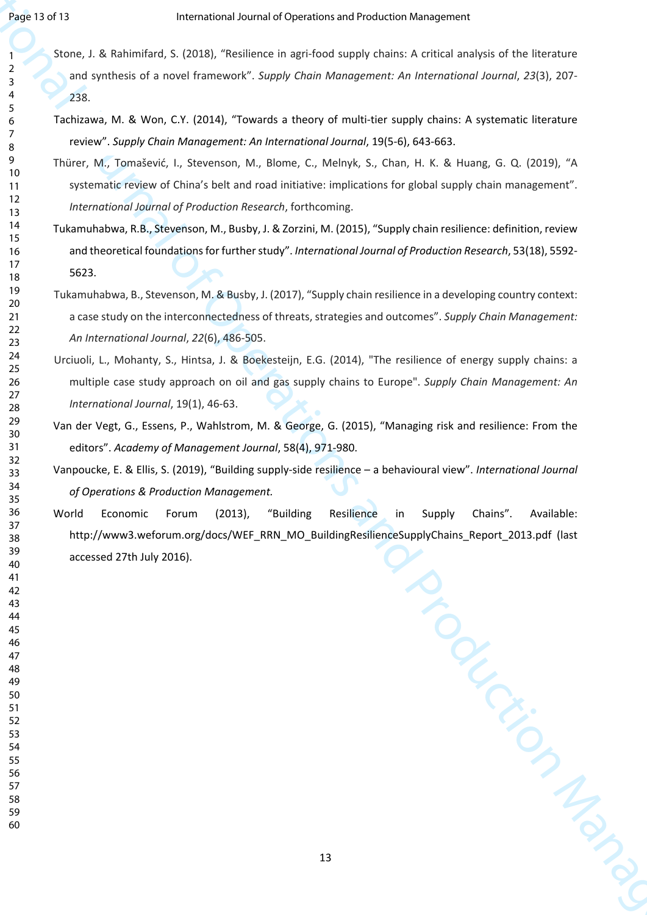Stone, J. & Rahimifard, S. (2018), "Resilience in agri-food supply chains: A critical analysis of the literature and synthesis of a novel framework". *Supply Chain Management: An International Journal*, *23*(3), 207-238.

Tachizawa, M. & Won, C.Y. (2014), "Towards a theory of multi-tier supply chains: A systematic literature review". *Supply Chain Management: An International Journal*, 19(5-6), 643-663.

Thürer, M., Tomašević, I., Stevenson, M., Blome, C., Melnyk, S., Chan, H. K. & Huang, G. Q. (2019), "A systematic review of China's belt and road initiative: implications for global supply chain management". *International Journal of Production Research*, forthcoming.

Tukamuhabwa, R.B., Stevenson, M., Busby, J. & Zorzini, M. (2015), "Supply chain resilience: definition, review and theoretical foundations for further study". *International Journal of Production Research*, 53(18), 5592-5623.

Tukamuhabwa, B., Stevenson, M. & Busby, J. (2017), "Supply chain resilience in a developing country context: a case study on the interconnectedness of threats, strategies and outcomes". *Supply Chain Management: An International Journal*, *22*(6), 486-505.

Urciuoli, L., Mohanty, S., Hintsa, J. & Boekesteijn, E.G. (2014), "The resilience of energy supply chains: a multiple case study approach on oil and gas supply chains to Europe". *Supply Chain Management: An International Journal*, 19(1), 46-63.

Van der Vegt, G., Essens, P., Wahlstrom, M. & George, G. (2015), "Managing risk and resilience: From the editors". *Academy of Management Journal*, 58(4), 971-980.

Vanpoucke, E. & Ellis, S. (2019), "Building supply-side resilience – a behavioural view". *International Journal of Operations & Production Management.*

World Economic Forum (2013), "Building Resilience in Supply Chains". Available: http://www3.weforum.org/docs/WEF_RRN_MO_BuildingResilienceSupplyChains_Report_2013.pdf (last accessed 27th July 2016).